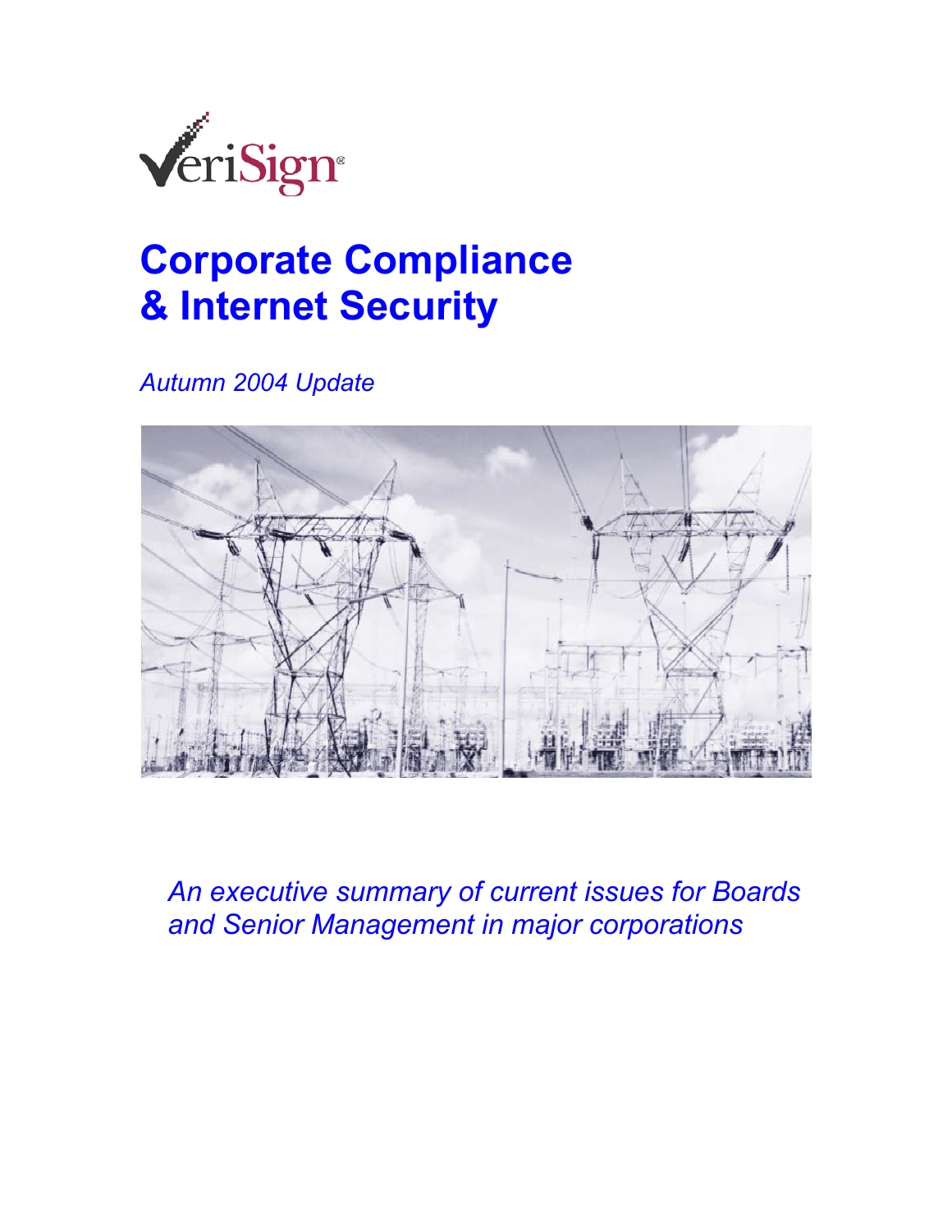VeriSign®

# Corporate Compliance & Internet Security

*Autumn 2004 Update*

*An executive summary of current issues for Boards and Senior Management in major corporations*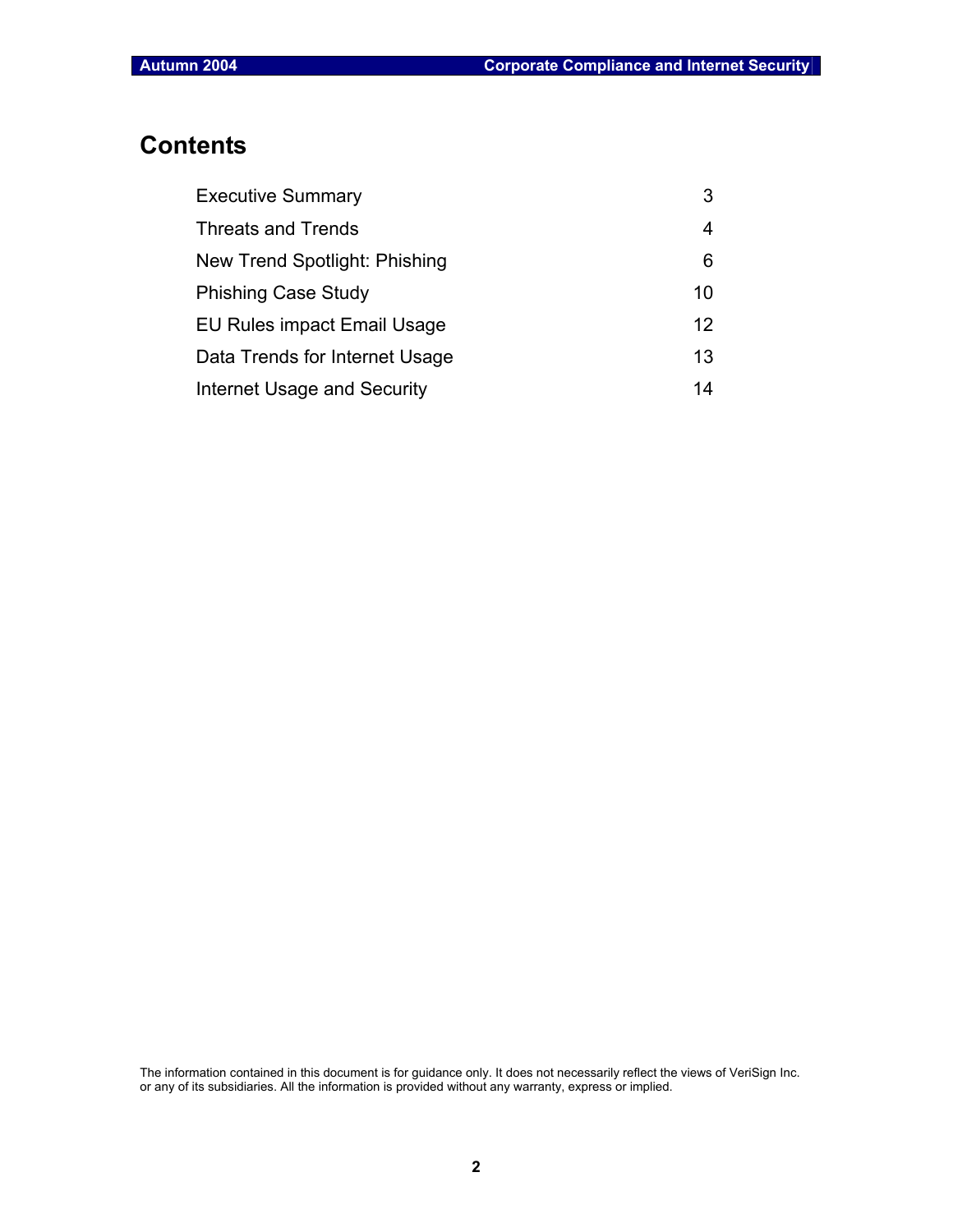# Contents

| | |
|---|---|
| Executive Summary | 3 |
| Threats and Trends | 4 |
| New Trend Spotlight: Phishing | 6 |
| Phishing Case Study | 10 |
| EU Rules impact Email Usage | 12 |
| Data Trends for Internet Usage | 13 |
| Internet Usage and Security | 14 |

The information contained in this document is for guidance only. It does not necessarily reflect the views of VeriSign Inc. or any of its subsidiaries. All the information is provided without any warranty, express or implied.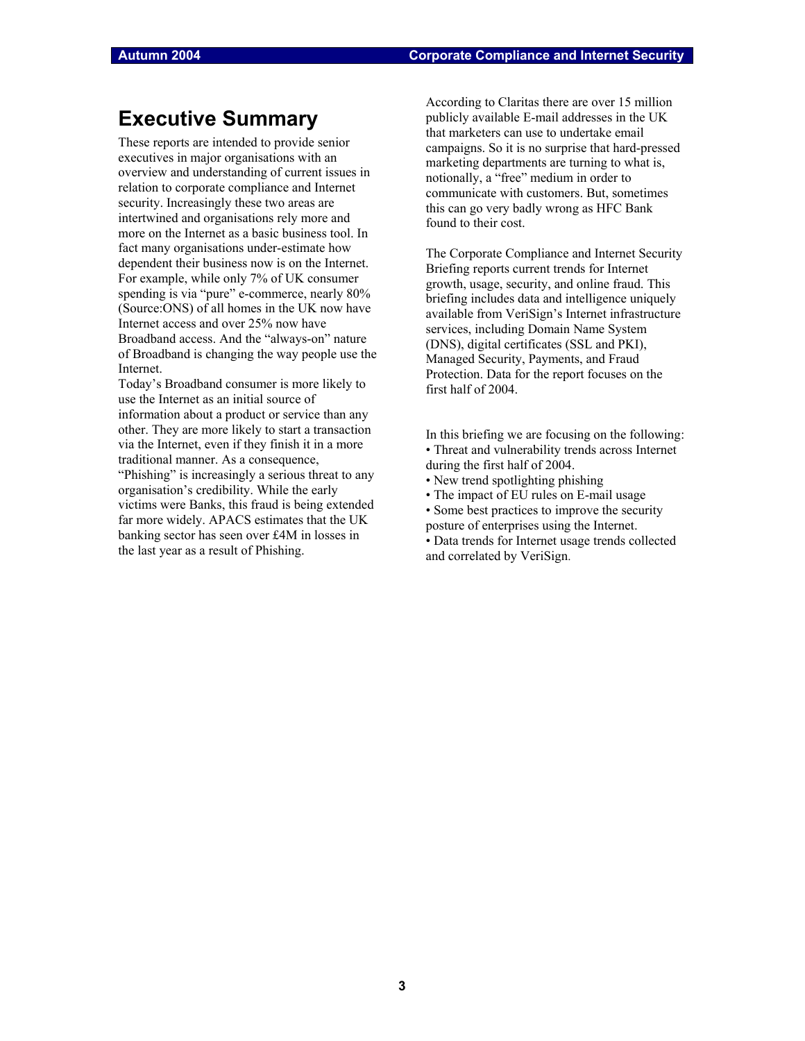# Executive Summary

These reports are intended to provide senior executives in major organisations with an overview and understanding of current issues in relation to corporate compliance and Internet security. Increasingly these two areas are intertwined and organisations rely more and more on the Internet as a basic business tool. In fact many organisations under-estimate how dependent their business now is on the Internet. For example, while only 7% of UK consumer spending is via "pure" e-commerce, nearly 80% (Source:ONS) of all homes in the UK now have Internet access and over 25% now have Broadband access. And the "always-on" nature of Broadband is changing the way people use the Internet.

Today's Broadband consumer is more likely to use the Internet as an initial source of information about a product or service than any other. They are more likely to start a transaction via the Internet, even if they finish it in a more traditional manner. As a consequence, "Phishing" is increasingly a serious threat to any organisation's credibility. While the early victims were Banks, this fraud is being extended far more widely. APACS estimates that the UK banking sector has seen over £4M in losses in the last year as a result of Phishing.

According to Claritas there are over 15 million publicly available E-mail addresses in the UK that marketers can use to undertake email campaigns. So it is no surprise that hard-pressed marketing departments are turning to what is, notionally, a "free" medium in order to communicate with customers. But, sometimes this can go very badly wrong as HFC Bank found to their cost.

The Corporate Compliance and Internet Security Briefing reports current trends for Internet growth, usage, security, and online fraud. This briefing includes data and intelligence uniquely available from VeriSign's Internet infrastructure services, including Domain Name System (DNS), digital certificates (SSL and PKI), Managed Security, Payments, and Fraud Protection. Data for the report focuses on the first half of 2004.

In this briefing we are focusing on the following:

- Threat and vulnerability trends across Internet during the first half of 2004.
- New trend spotlighting phishing
- The impact of EU rules on E-mail usage
- Some best practices to improve the security posture of enterprises using the Internet.
- Data trends for Internet usage trends collected and correlated by VeriSign.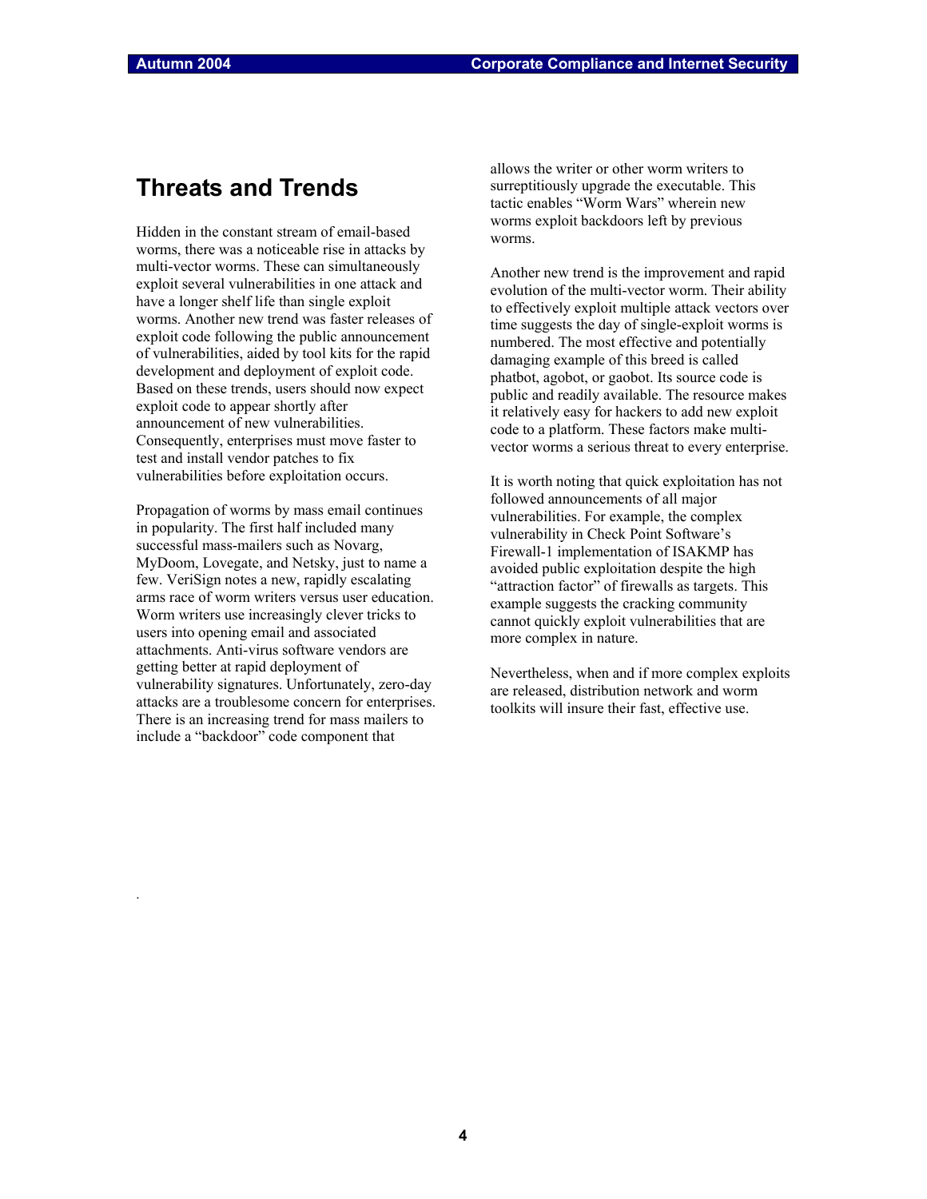## Threats and Trends

Hidden in the constant stream of email-based worms, there was a noticeable rise in attacks by multi-vector worms. These can simultaneously exploit several vulnerabilities in one attack and have a longer shelf life than single exploit worms. Another new trend was faster releases of exploit code following the public announcement of vulnerabilities, aided by tool kits for the rapid development and deployment of exploit code. Based on these trends, users should now expect exploit code to appear shortly after announcement of new vulnerabilities. Consequently, enterprises must move faster to test and install vendor patches to fix vulnerabilities before exploitation occurs.

Propagation of worms by mass email continues in popularity. The first half included many successful mass-mailers such as Novarg, MyDoom, Lovegate, and Netsky, just to name a few. VeriSign notes a new, rapidly escalating arms race of worm writers versus user education. Worm writers use increasingly clever tricks to users into opening email and associated attachments. Anti-virus software vendors are getting better at rapid deployment of vulnerability signatures. Unfortunately, zero-day attacks are a troublesome concern for enterprises. There is an increasing trend for mass mailers to include a "backdoor" code component that allows the writer or other worm writers to surreptitiously upgrade the executable. This tactic enables "Worm Wars" wherein new worms exploit backdoors left by previous worms.

Another new trend is the improvement and rapid evolution of the multi-vector worm. Their ability to effectively exploit multiple attack vectors over time suggests the day of single-exploit worms is numbered. The most effective and potentially damaging example of this breed is called phatbot, agobot, or gaobot. Its source code is public and readily available. The resource makes it relatively easy for hackers to add new exploit code to a platform. These factors make multi-vector worms a serious threat to every enterprise.

It is worth noting that quick exploitation has not followed announcements of all major vulnerabilities. For example, the complex vulnerability in Check Point Software's Firewall-1 implementation of ISAKMP has avoided public exploitation despite the high "attraction factor" of firewalls as targets. This example suggests the cracking community cannot quickly exploit vulnerabilities that are more complex in nature.

Nevertheless, when and if more complex exploits are released, distribution network and worm toolkits will insure their fast, effective use.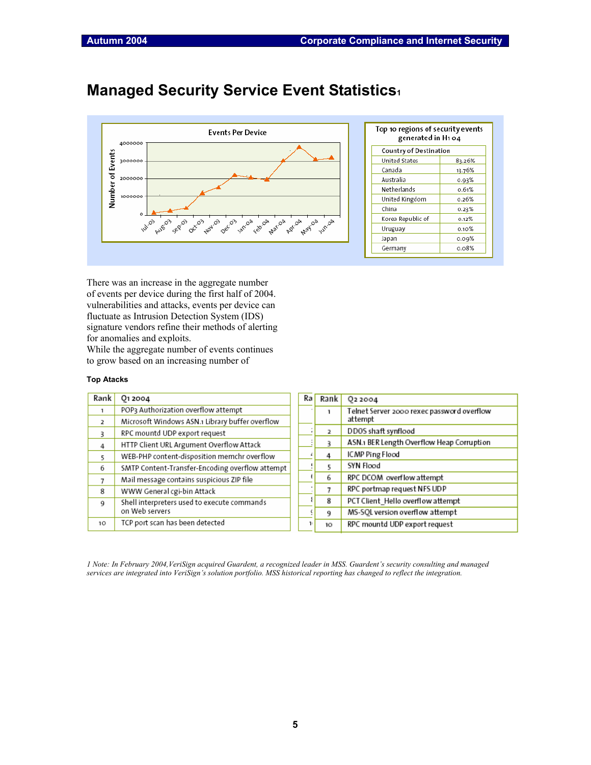# Managed Security Service Event Statistics[1]

**Events Per Device**

Number of Events (0 – 4000000) by month: Jul-03, Aug-03, Sep-03, Oct-03, Nov-03, Dec-03, Jan-04, Feb 04, Mar-04, Apr-04, May-04, Jun-04

Top 10 regions of security events generated in H1 04

| Country of Destination | |
|---|---|
| United States | 83.26% |
| Canada | 13.76% |
| Australia | 0.93% |
| Netherlands | 0.61% |
| United Kingdom | 0.26% |
| China | 0.23% |
| Korea Republic of | 0.12% |
| Uruguay | 0.10% |
| Japan | 0.09% |
| Germany | 0.08% |

There was an increase in the aggregate number of events per device during the first half of 2004. vulnerabilities and attacks, events per device can fluctuate as Intrusion Detection System (IDS) signature vendors refine their methods of alerting for anomalies and exploits.
While the aggregate number of events continues to grow based on an increasing number of

**Top Atacks**

| Rank | Q1 2004 |
|---|---|
| 1 | POP3 Authorization overflow attempt |
| 2 | Microsoft Windows ASN.1 Library buffer overflow |
| 3 | RPC mountd UDP export request |
| 4 | HTTP Client URL Argument Overflow Attack |
| 5 | WEB-PHP content-disposition memchr overflow |
| 6 | SMTP Content-Transfer-Encoding overflow attempt |
| 7 | Mail message contains suspicious ZIP file |
| 8 | WWW General cgi-bin Attack |
| 9 | Shell interpreters used to execute commands on Web servers |
| 10 | TCP port scan has been detected |

| Rank | Q2 2004 |
|---|---|
| 1 | Telnet Server 2000 rexec password overflow attempt |
| 2 | DDOS shaft synflood |
| 3 | ASN.1 BER Length Overflow Heap Corruption |
| 4 | ICMP Ping Flood |
| 5 | SYN Flood |
| 6 | RPC DCOM overflow attempt |
| 7 | RPC portmap request NFS UDP |
| 8 | PCT Client_Hello overflow attempt |
| 9 | MS-SQL version overflow attempt |
| 10 | RPC mountd UDP export request |

*1 Note: In February 2004,VeriSign acquired Guardent, a recognized leader in MSS. Guardent's security consulting and managed services are integrated into VeriSign's solution portfolio. MSS historical reporting has changed to reflect the integration.*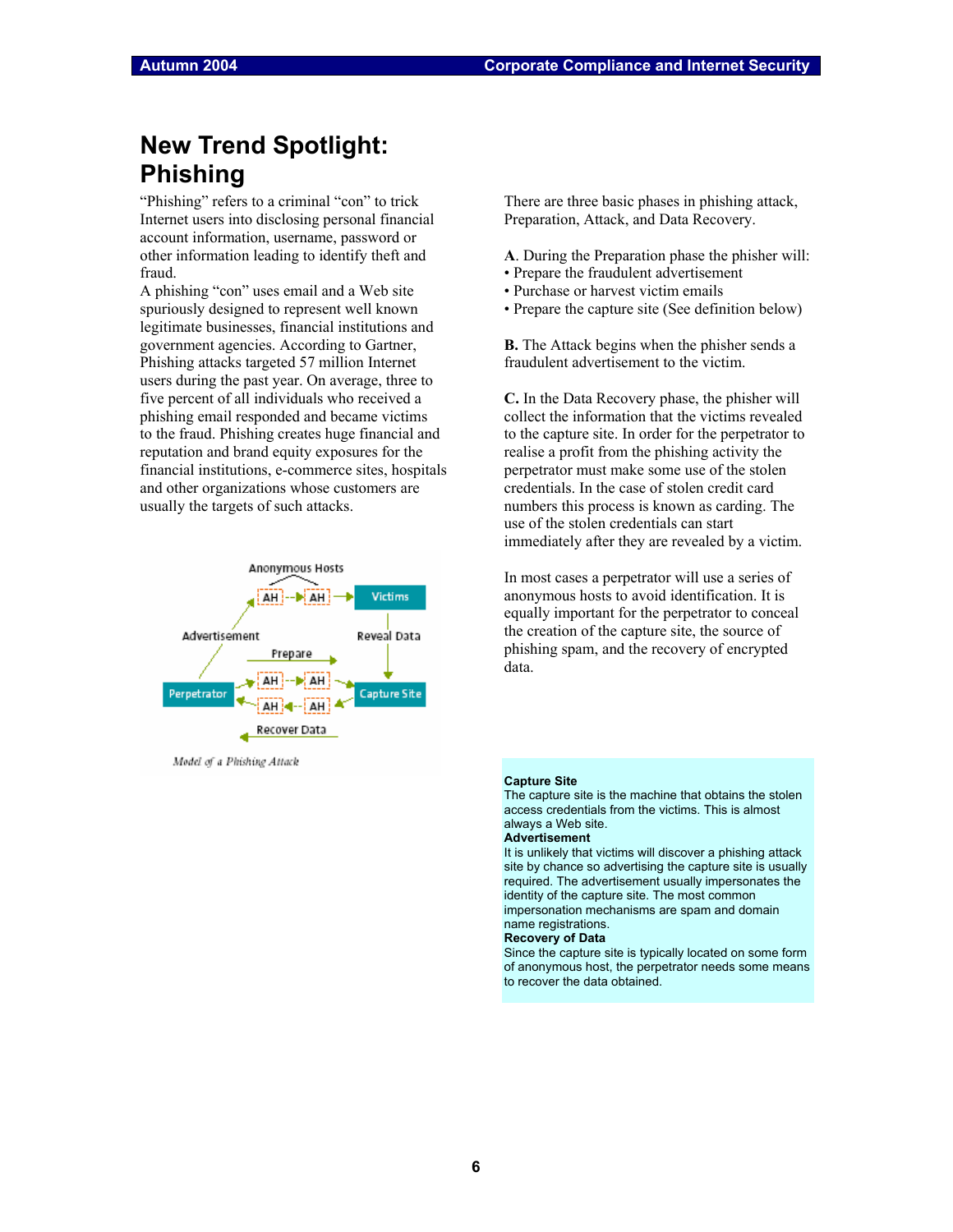# New Trend Spotlight: Phishing

"Phishing" refers to a criminal "con" to trick Internet users into disclosing personal financial account information, username, password or other information leading to identify theft and fraud.

A phishing "con" uses email and a Web site spuriously designed to represent well known legitimate businesses, financial institutions and government agencies. According to Gartner, Phishing attacks targeted 57 million Internet users during the past year. On average, three to five percent of all individuals who received a phishing email responded and became victims to the fraud. Phishing creates huge financial and reputation and brand equity exposures for the financial institutions, e-commerce sites, hospitals and other organizations whose customers are usually the targets of such attacks.

*Model of a Phishing Attack*

There are three basic phases in phishing attack, Preparation, Attack, and Data Recovery.

**A**. During the Preparation phase the phisher will:

- Prepare the fraudulent advertisement
- Purchase or harvest victim emails
- Prepare the capture site (See definition below)

**B.** The Attack begins when the phisher sends a fraudulent advertisement to the victim.

**C.** In the Data Recovery phase, the phisher will collect the information that the victims revealed to the capture site. In order for the perpetrator to realise a profit from the phishing activity the perpetrator must make some use of the stolen credentials. In the case of stolen credit card numbers this process is known as carding. The use of the stolen credentials can start immediately after they are revealed by a victim.

In most cases a perpetrator will use a series of anonymous hosts to avoid identification. It is equally important for the perpetrator to conceal the creation of the capture site, the source of phishing spam, and the recovery of encrypted data.

**Capture Site**
The capture site is the machine that obtains the stolen access credentials from the victims. This is almost always a Web site.

**Advertisement**
It is unlikely that victims will discover a phishing attack site by chance so advertising the capture site is usually required. The advertisement usually impersonates the identity of the capture site. The most common impersonation mechanisms are spam and domain name registrations.

**Recovery of Data**
Since the capture site is typically located on some form of anonymous host, the perpetrator needs some means to recover the data obtained.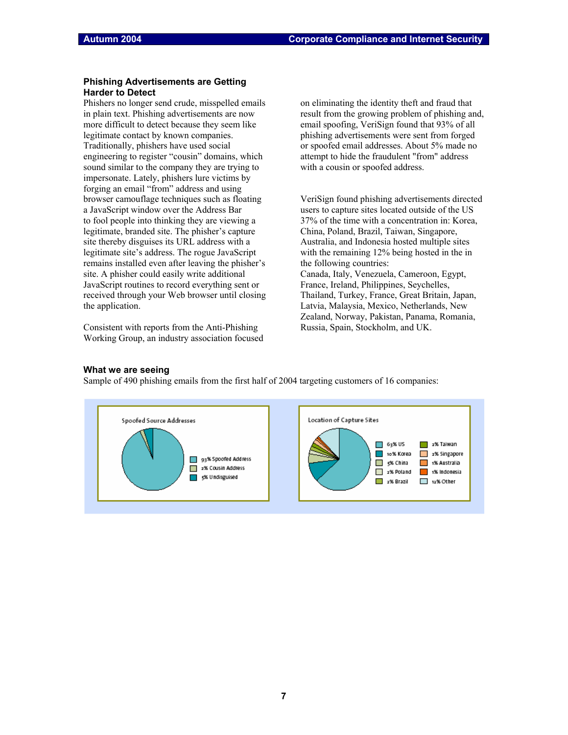### Phishing Advertisements are Getting Harder to Detect

Phishers no longer send crude, misspelled emails in plain text. Phishing advertisements are now more difficult to detect because they seem like legitimate contact by known companies. Traditionally, phishers have used social engineering to register "cousin" domains, which sound similar to the company they are trying to impersonate. Lately, phishers lure victims by forging an email "from" address and using browser camouflage techniques such as floating a JavaScript window over the Address Bar to fool people into thinking they are viewing a legitimate, branded site. The phisher's capture site thereby disguises its URL address with a legitimate site's address. The rogue JavaScript remains installed even after leaving the phisher's site. A phisher could easily write additional JavaScript routines to record everything sent or received through your Web browser until closing the application.

Consistent with reports from the Anti-Phishing Working Group, an industry association focused on eliminating the identity theft and fraud that result from the growing problem of phishing and, email spoofing, VeriSign found that 93% of all phishing advertisements were sent from forged or spoofed email addresses. About 5% made no attempt to hide the fraudulent "from" address with a cousin or spoofed address.

VeriSign found phishing advertisements directed users to capture sites located outside of the US 37% of the time with a concentration in: Korea, China, Poland, Brazil, Taiwan, Singapore, Australia, and Indonesia hosted multiple sites with the remaining 12% being hosted in the in the following countries:
Canada, Italy, Venezuela, Cameroon, Egypt, France, Ireland, Philippines, Seychelles, Thailand, Turkey, France, Great Britain, Japan, Latvia, Malaysia, Mexico, Netherlands, New Zealand, Norway, Pakistan, Panama, Romania, Russia, Spain, Stockholm, and UK.

### What we are seeing

Sample of 490 phishing emails from the first half of 2004 targeting customers of 16 companies:

**Spoofed Source Addresses**

- 93% Spoofed Address
- 2% Cousin Address
- 5% Undisguised

**Location of Capture Sites**

- 63% US
- 10% Korea
- 5% China
- 2% Poland
- 2% Brazil
- 2% Taiwan
- 2% Singapore
- 1% Australia
- 1% Indonesia
- 12% Other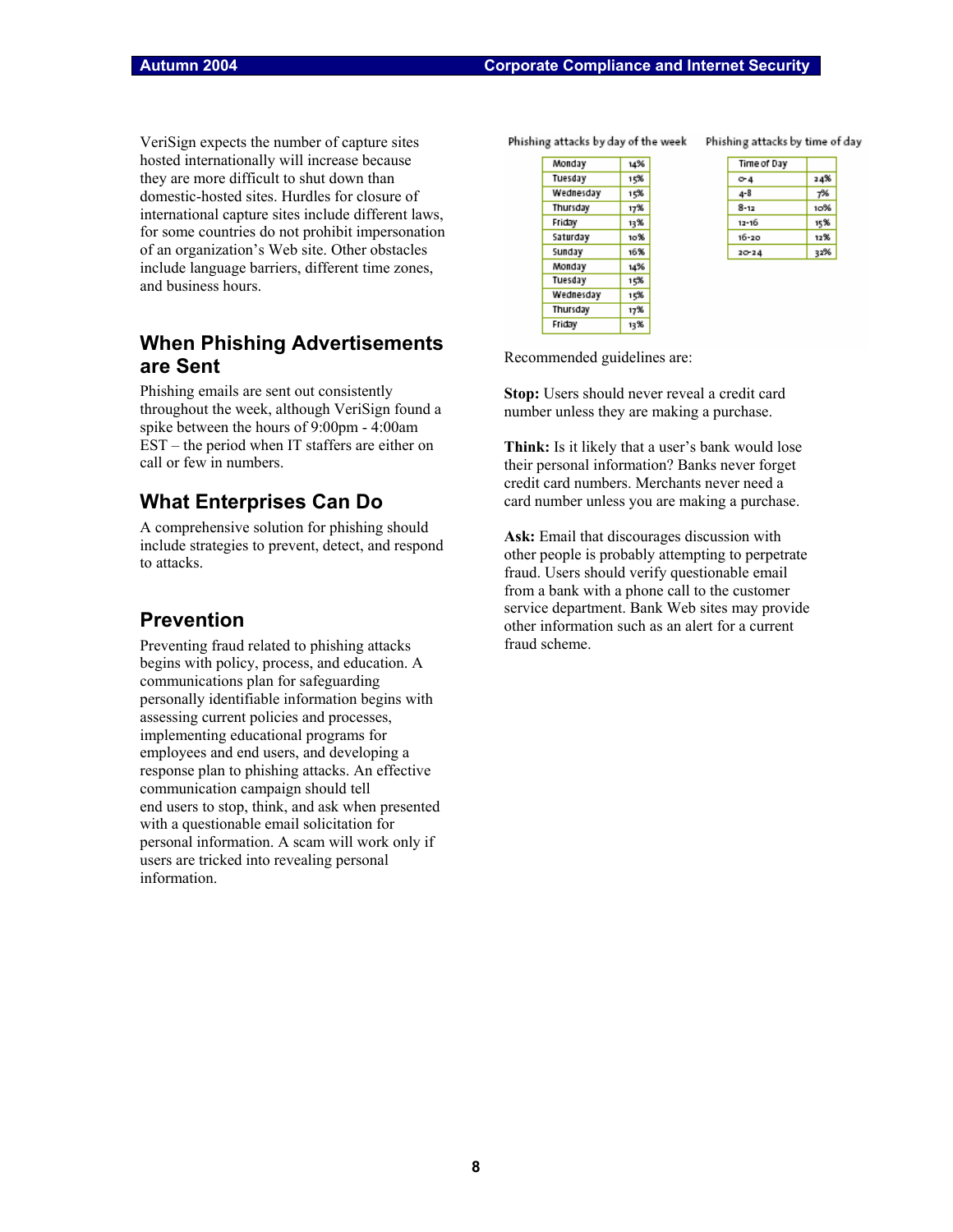VeriSign expects the number of capture sites hosted internationally will increase because they are more difficult to shut down than domestic-hosted sites. Hurdles for closure of international capture sites include different laws, for some countries do not prohibit impersonation of an organization's Web site. Other obstacles include language barriers, different time zones, and business hours.

## When Phishing Advertisements are Sent

Phishing emails are sent out consistently throughout the week, although VeriSign found a spike between the hours of 9:00pm - 4:00am EST – the period when IT staffers are either on call or few in numbers.

## What Enterprises Can Do

A comprehensive solution for phishing should include strategies to prevent, detect, and respond to attacks.

## Prevention

Preventing fraud related to phishing attacks begins with policy, process, and education. A communications plan for safeguarding personally identifiable information begins with assessing current policies and processes, implementing educational programs for employees and end users, and developing a response plan to phishing attacks. An effective communication campaign should tell end users to stop, think, and ask when presented with a questionable email solicitation for personal information. A scam will work only if users are tricked into revealing personal information.

Phishing attacks by day of the week

| Day | % |
|---|---|
| Monday | 14% |
| Tuesday | 15% |
| Wednesday | 15% |
| Thursday | 17% |
| Friday | 13% |
| Saturday | 10% |
| Sunday | 16% |
| Monday | 14% |
| Tuesday | 15% |
| Wednesday | 15% |
| Thursday | 17% |
| Friday | 13% |

Phishing attacks by time of day

| Time of Day | |
|---|---|
| 0-4 | 24% |
| 4-8 | 7% |
| 8-12 | 10% |
| 12-16 | 15% |
| 16-20 | 12% |
| 20-24 | 32% |

Recommended guidelines are:

**Stop:** Users should never reveal a credit card number unless they are making a purchase.

**Think:** Is it likely that a user's bank would lose their personal information? Banks never forget credit card numbers. Merchants never need a card number unless you are making a purchase.

**Ask:** Email that discourages discussion with other people is probably attempting to perpetrate fraud. Users should verify questionable email from a bank with a phone call to the customer service department. Bank Web sites may provide other information such as an alert for a current fraud scheme.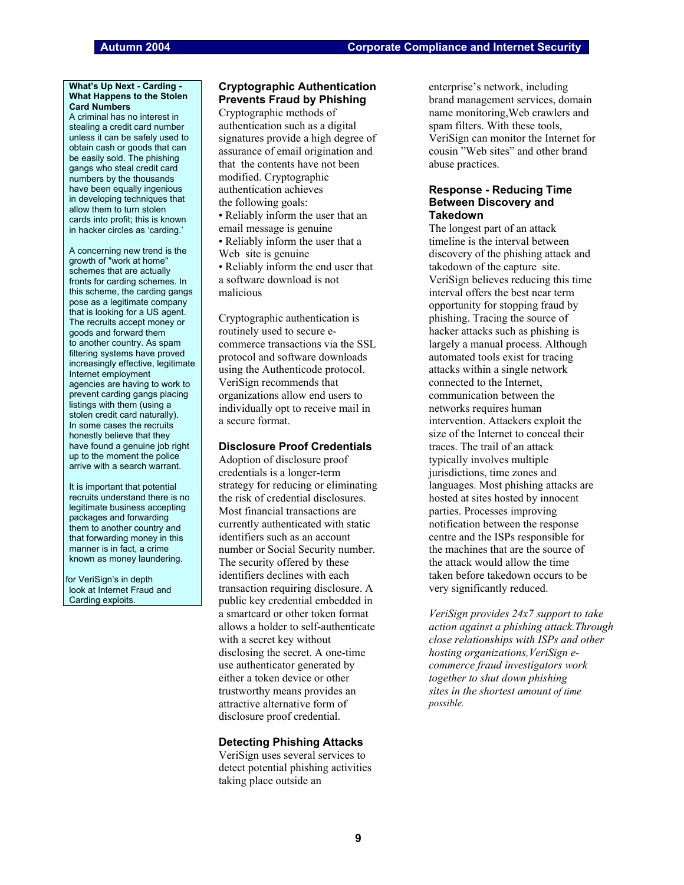**What's Up Next - Carding - What Happens to the Stolen Card Numbers**

A criminal has no interest in stealing a credit card number unless it can be safely used to obtain cash or goods that can be easily sold. The phishing gangs who steal credit card numbers by the thousands have been equally ingenious in developing techniques that allow them to turn stolen cards into profit; this is known in hacker circles as 'carding.'

A concerning new trend is the growth of "work at home" schemes that are actually fronts for carding schemes. In this scheme, the carding gangs pose as a legitimate company that is looking for a US agent. The recruits accept money or goods and forward them to another country. As spam filtering systems have proved increasingly effective, legitimate Internet employment agencies are having to work to prevent carding gangs placing listings with them (using a stolen credit card naturally). In some cases the recruits honestly believe that they have found a genuine job right up to the moment the police arrive with a search warrant.

It is important that potential recruits understand there is no legitimate business accepting packages and forwarding them to another country and that forwarding money in this manner is in fact, a crime known as money laundering.

for VeriSign's in depth look at Internet Fraud and Carding exploits.

## Cryptographic Authentication Prevents Fraud by Phishing

Cryptographic methods of authentication such as a digital signatures provide a high degree of assurance of email origination and that the contents have not been modified. Cryptographic authentication achieves the following goals:

- Reliably inform the user that an email message is genuine
- Reliably inform the user that a Web site is genuine
- Reliably inform the end user that a software download is not malicious

Cryptographic authentication is routinely used to secure e-commerce transactions via the SSL protocol and software downloads using the Authenticode protocol. VeriSign recommends that organizations allow end users to individually opt to receive mail in a secure format.

## Disclosure Proof Credentials

Adoption of disclosure proof credentials is a longer-term strategy for reducing or eliminating the risk of credential disclosures. Most financial transactions are currently authenticated with static identifiers such as an account number or Social Security number. The security offered by these identifiers declines with each transaction requiring disclosure. A public key credential embedded in a smartcard or other token format allows a holder to self-authenticate with a secret key without disclosing the secret. A one-time use authenticator generated by either a token device or other trustworthy means provides an attractive alternative form of disclosure proof credential.

## Detecting Phishing Attacks

VeriSign uses several services to detect potential phishing activities taking place outside an enterprise's network, including brand management services, domain name monitoring,Web crawlers and spam filters. With these tools, VeriSign can monitor the Internet for cousin "Web sites" and other brand abuse practices.

## Response - Reducing Time Between Discovery and Takedown

The longest part of an attack timeline is the interval between discovery of the phishing attack and takedown of the capture site. VeriSign believes reducing this time interval offers the best near term opportunity for stopping fraud by phishing. Tracing the source of hacker attacks such as phishing is largely a manual process. Although automated tools exist for tracing attacks within a single network connected to the Internet, communication between the networks requires human intervention. Attackers exploit the size of the Internet to conceal their traces. The trail of an attack typically involves multiple jurisdictions, time zones and languages. Most phishing attacks are hosted at sites hosted by innocent parties. Processes improving notification between the response centre and the ISPs responsible for the machines that are the source of the attack would allow the time taken before takedown occurs to be very significantly reduced.

*VeriSign provides 24x7 support to take action against a phishing attack.Through close relationships with ISPs and other hosting organizations,VeriSign e-commerce fraud investigators work together to shut down phishing sites in the shortest amount of time possible.*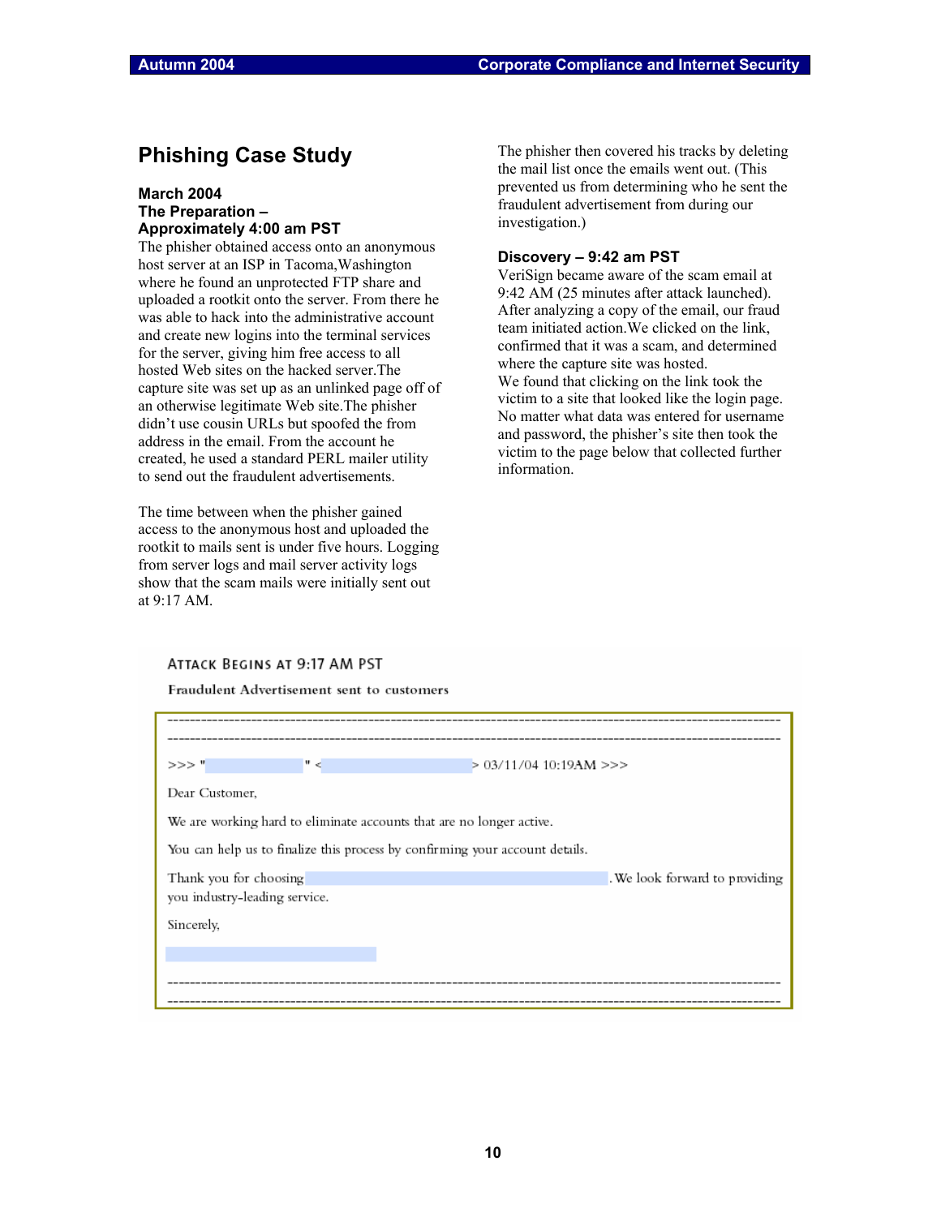## Phishing Case Study

### March 2004
### The Preparation – Approximately 4:00 am PST

The phisher obtained access onto an anonymous host server at an ISP in Tacoma,Washington where he found an unprotected FTP share and uploaded a rootkit onto the server. From there he was able to hack into the administrative account and create new logins into the terminal services for the server, giving him free access to all hosted Web sites on the hacked server.The capture site was set up as an unlinked page off of an otherwise legitimate Web site.The phisher didn't use cousin URLs but spoofed the from address in the email. From the account he created, he used a standard PERL mailer utility to send out the fraudulent advertisements.

The time between when the phisher gained access to the anonymous host and uploaded the rootkit to mails sent is under five hours. Logging from server logs and mail server activity logs show that the scam mails were initially sent out at 9:17 AM.

The phisher then covered his tracks by deleting the mail list once the emails went out. (This prevented us from determining who he sent the fraudulent advertisement from during our investigation.)

### Discovery – 9:42 am PST

VeriSign became aware of the scam email at 9:42 AM (25 minutes after attack launched). After analyzing a copy of the email, our fraud team initiated action.We clicked on the link, confirmed that it was a scam, and determined where the capture site was hosted.

We found that clicking on the link took the victim to a site that looked like the login page. No matter what data was entered for username and password, the phisher's site then took the victim to the page below that collected further information.

### Attack Begins at 9:17 AM PST

**Fraudulent Advertisement sent to customers**

```
----------------------------------------------------------------------------------------
----------------------------------------------------------------------------------------
>>> "                " <                        > 03/11/04 10:19AM >>>

Dear Customer,

We are working hard to eliminate accounts that are no longer active.

You can help us to finalize this process by confirming your account details.

Thank you for choosing                                    . We look forward to providing
you industry-leading service.

Sincerely,

----------------------------------------------------------------------------------------
----------------------------------------------------------------------------------------
```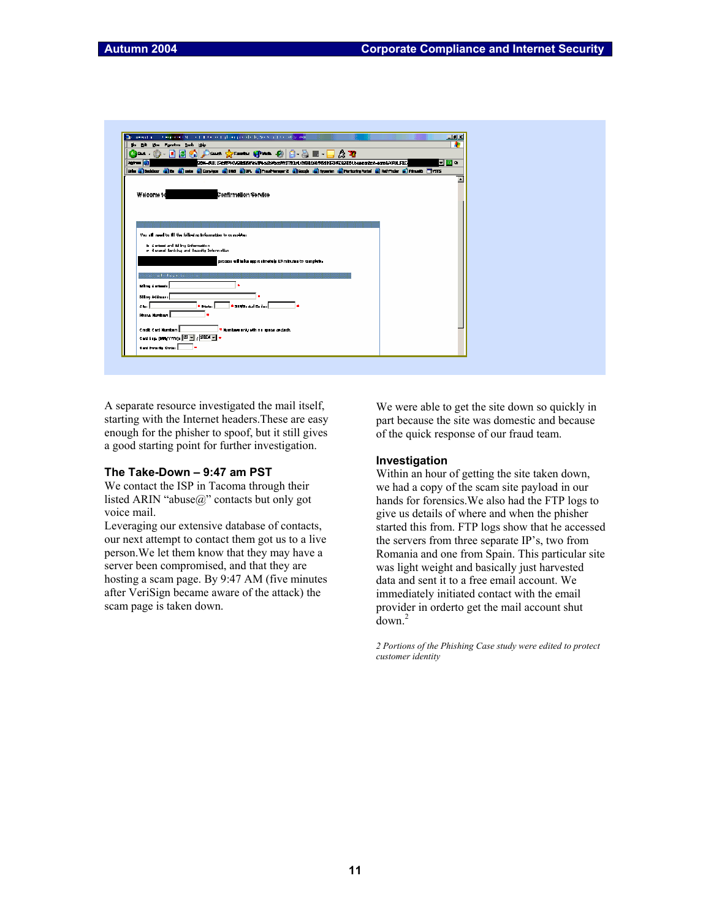A separate resource investigated the mail itself, starting with the Internet headers.These are easy enough for the phisher to spoof, but it still gives a good starting point for further investigation.

### The Take-Down – 9:47 am PST

We contact the ISP in Tacoma through their listed ARIN "abuse@" contacts but only got voice mail.

Leveraging our extensive database of contacts, our next attempt to contact them got us to a live person.We let them know that they may have a server been compromised, and that they are hosting a scam page. By 9:47 AM (five minutes after VeriSign became aware of the attack) the scam page is taken down.

We were able to get the site down so quickly in part because the site was domestic and because of the quick response of our fraud team.

### Investigation

Within an hour of getting the site taken down, we had a copy of the scam site payload in our hands for forensics.We also had the FTP logs to give us details of where and when the phisher started this from. FTP logs show that he accessed the servers from three separate IP's, two from Romania and one from Spain. This particular site was light weight and basically just harvested data and sent it to a free email account. We immediately initiated contact with the email provider in orderto get the mail account shut down.[2]

*2 Portions of the Phishing Case study were edited to protect customer identity*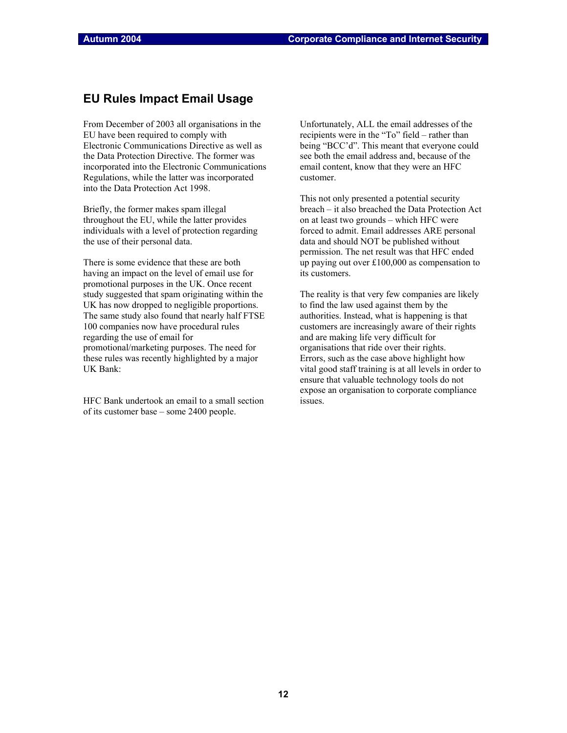## EU Rules Impact Email Usage

From December of 2003 all organisations in the EU have been required to comply with Electronic Communications Directive as well as the Data Protection Directive. The former was incorporated into the Electronic Communications Regulations, while the latter was incorporated into the Data Protection Act 1998.

Briefly, the former makes spam illegal throughout the EU, while the latter provides individuals with a level of protection regarding the use of their personal data.

There is some evidence that these are both having an impact on the level of email use for promotional purposes in the UK. Once recent study suggested that spam originating within the UK has now dropped to negligible proportions. The same study also found that nearly half FTSE 100 companies now have procedural rules regarding the use of email for promotional/marketing purposes. The need for these rules was recently highlighted by a major UK Bank:

HFC Bank undertook an email to a small section of its customer base – some 2400 people.

Unfortunately, ALL the email addresses of the recipients were in the "To" field – rather than being "BCC'd". This meant that everyone could see both the email address and, because of the email content, know that they were an HFC customer.

This not only presented a potential security breach – it also breached the Data Protection Act on at least two grounds – which HFC were forced to admit. Email addresses ARE personal data and should NOT be published without permission. The net result was that HFC ended up paying out over £100,000 as compensation to its customers.

The reality is that very few companies are likely to find the law used against them by the authorities. Instead, what is happening is that customers are increasingly aware of their rights and are making life very difficult for organisations that ride over their rights. Errors, such as the case above highlight how vital good staff training is at all levels in order to ensure that valuable technology tools do not expose an organisation to corporate compliance issues.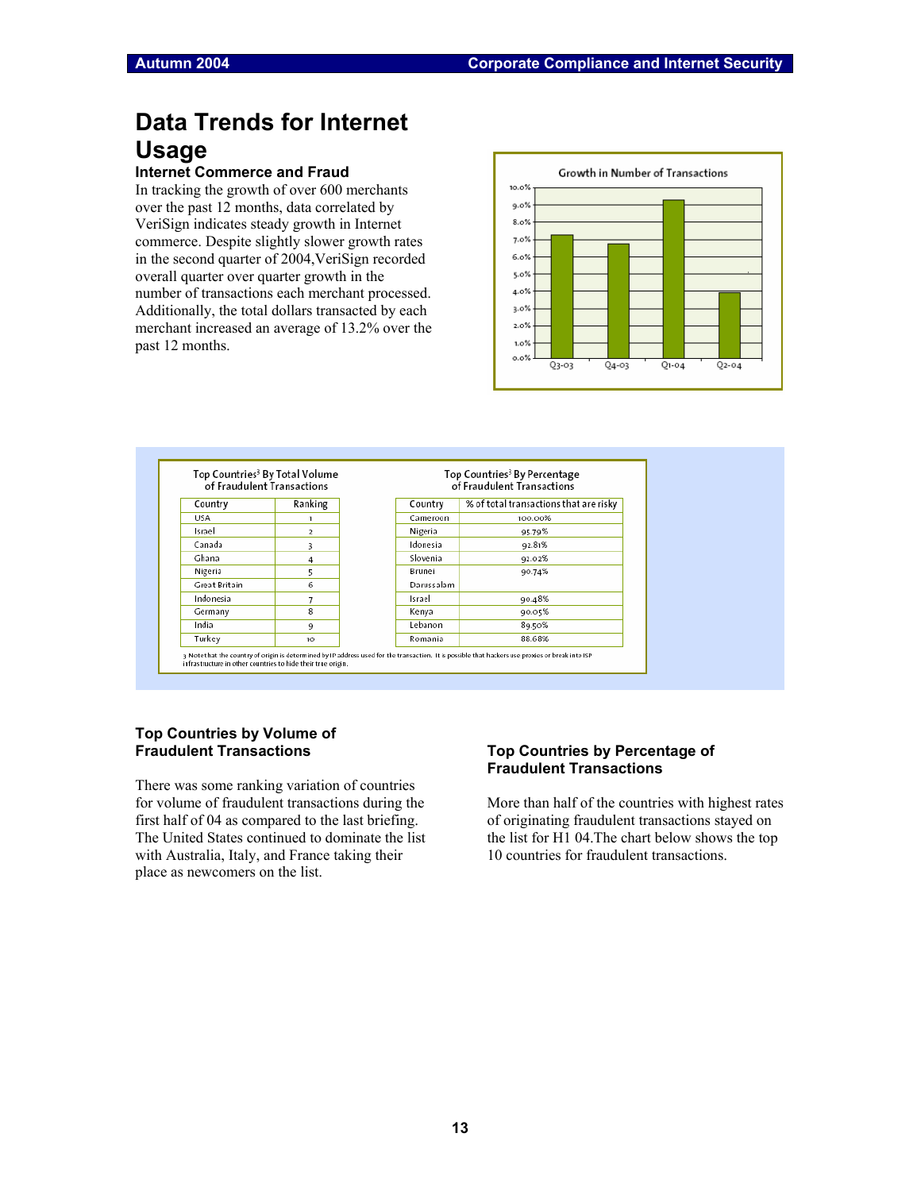# Data Trends for Internet Usage

### Internet Commerce and Fraud

In tracking the growth of over 600 merchants over the past 12 months, data correlated by VeriSign indicates steady growth in Internet commerce. Despite slightly slower growth rates in the second quarter of 2004,VeriSign recorded overall quarter over quarter growth in the number of transactions each merchant processed. Additionally, the total dollars transacted by each merchant increased an average of 13.2% over the past 12 months.

**Growth in Number of Transactions**

| Quarter | Growth |
|---|---|
| Q3-03 | ~7.2% |
| Q4-03 | ~6.7% |
| Q1-04 | ~9.2% |
| Q2-04 | ~3.8% |

**Top Countries[3] By Total Volume of Fraudulent Transactions**

| Country | Ranking |
|---|---|
| USA | 1 |
| Israel | 2 |
| Canada | 3 |
| Ghana | 4 |
| Nigeria | 5 |
| Great Britain | 6 |
| Indonesia | 7 |
| Germany | 8 |
| India | 9 |
| Turkey | 10 |

**Top Countries[3] By Percentage of Fraudulent Transactions**

| Country | % of total transactions that are risky |
|---|---|
| Cameroon | 100.00% |
| Nigeria | 95.79% |
| Idonesia | 92.81% |
| Slovenia | 92.02% |
| Brunei Darussalam | 90.74% |
| Israel | 90.48% |
| Kenya | 90.05% |
| Lebanon | 89.50% |
| Romania | 88.68% |

3 Note that the country of origin is determined by IP address used for the transaction. It is possible that hackers use proxies or break into ISP infrastructure in other countries to hide their true origin.

### Top Countries by Volume of Fraudulent Transactions

There was some ranking variation of countries for volume of fraudulent transactions during the first half of 04 as compared to the last briefing. The United States continued to dominate the list with Australia, Italy, and France taking their place as newcomers on the list.

### Top Countries by Percentage of Fraudulent Transactions

More than half of the countries with highest rates of originating fraudulent transactions stayed on the list for H1 04.The chart below shows the top 10 countries for fraudulent transactions.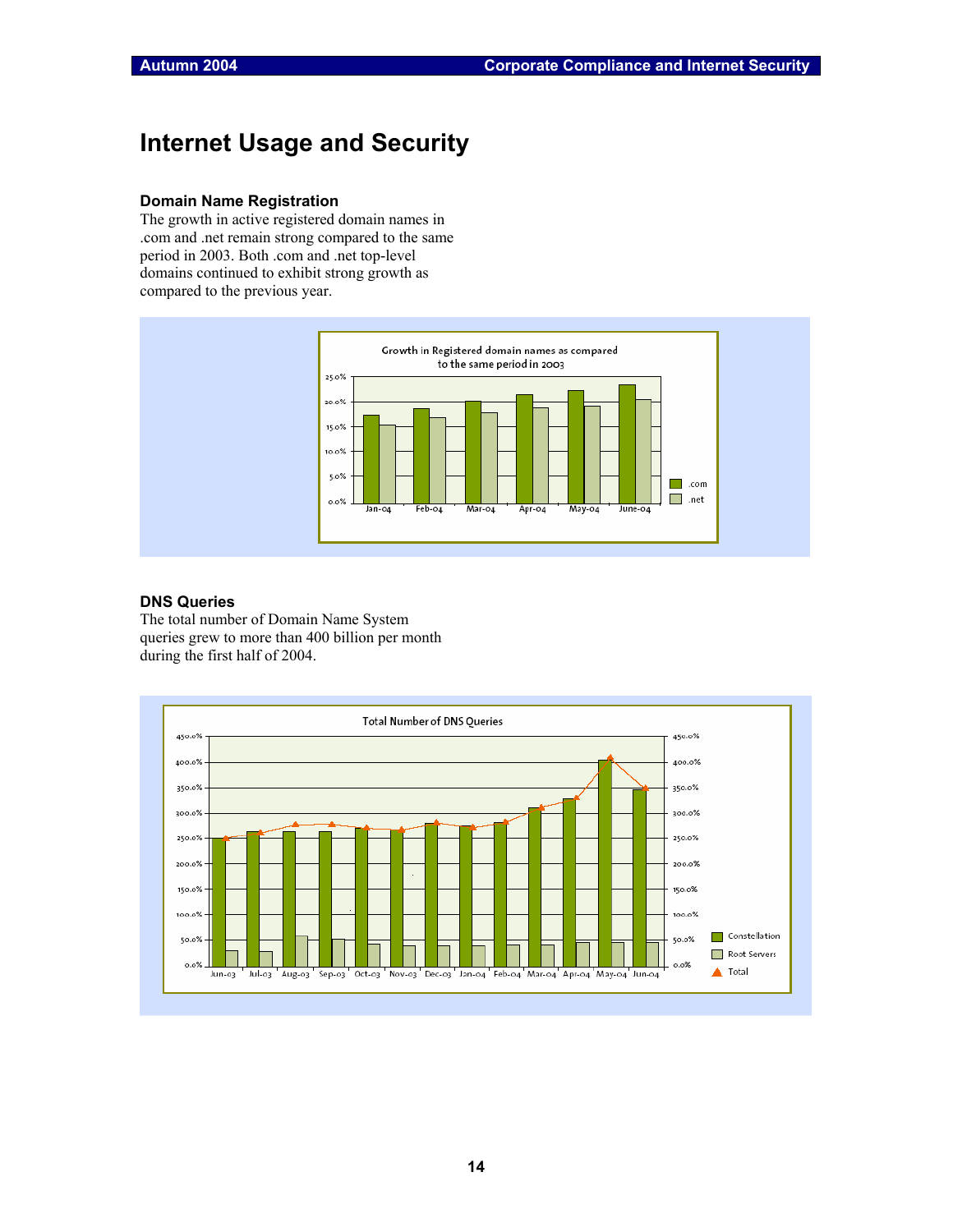# Internet Usage and Security

### Domain Name Registration

The growth in active registered domain names in .com and .net remain strong compared to the same period in 2003. Both .com and .net top-level domains continued to exhibit strong growth as compared to the previous year.

### DNS Queries

The total number of Domain Name System queries grew to more than 400 billion per month during the first half of 2004.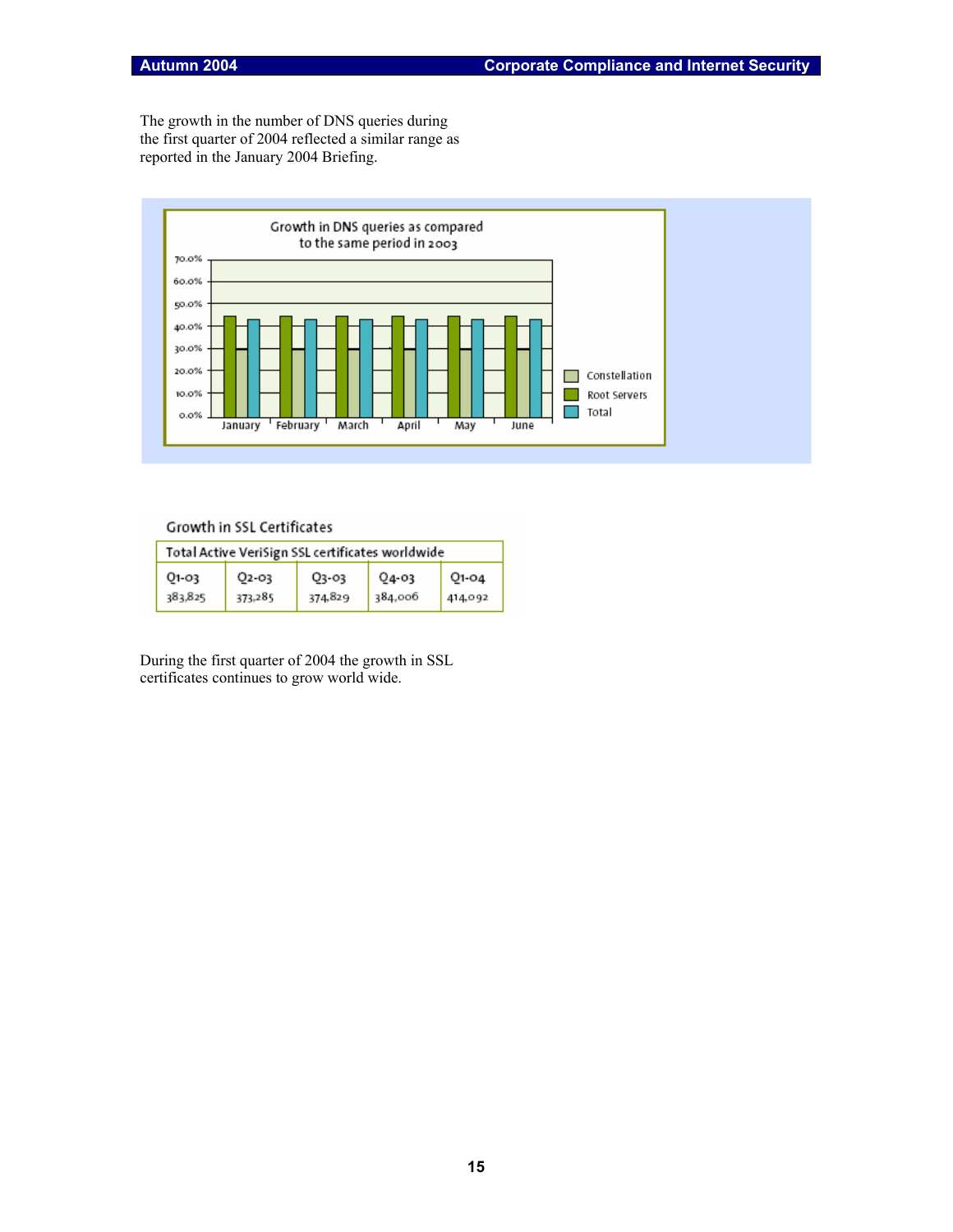The growth in the number of DNS queries during the first quarter of 2004 reflected a similar range as reported in the January 2004 Briefing.

Growth in DNS queries as compared to the same period in 2003

Growth in SSL Certificates

| Total Active VeriSign SSL certificates worldwide | | | | |
|---|---|---|---|---|
| Q1-03 | Q2-03 | Q3-03 | Q4-03 | Q1-04 |
| 383,825 | 373,285 | 374,829 | 384,006 | 414,092 |

During the first quarter of 2004 the growth in SSL certificates continues to grow world wide.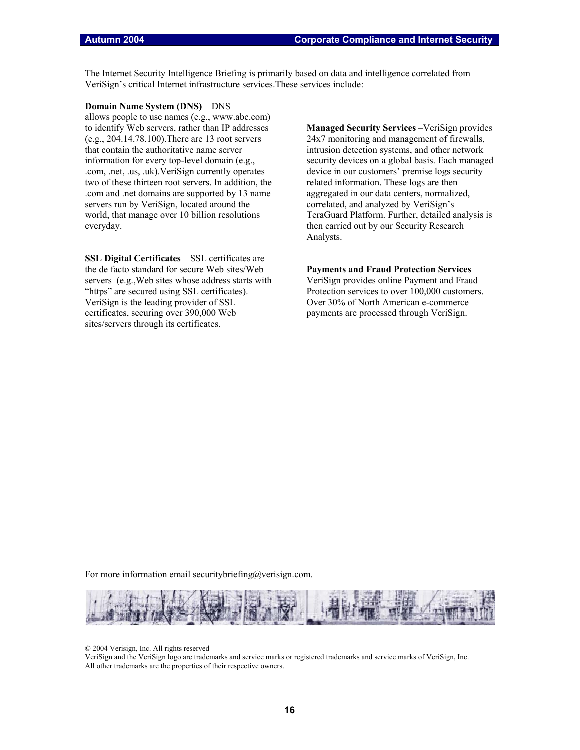The Internet Security Intelligence Briefing is primarily based on data and intelligence correlated from VeriSign's critical Internet infrastructure services.These services include:

**Domain Name System (DNS)** – DNS allows people to use names (e.g., www.abc.com) to identify Web servers, rather than IP addresses (e.g., 204.14.78.100).There are 13 root servers that contain the authoritative name server information for every top-level domain (e.g., .com, .net, .us, .uk).VeriSign currently operates two of these thirteen root servers. In addition, the .com and .net domains are supported by 13 name servers run by VeriSign, located around the world, that manage over 10 billion resolutions everyday.

**SSL Digital Certificates** – SSL certificates are the de facto standard for secure Web sites/Web servers (e.g.,Web sites whose address starts with "https" are secured using SSL certificates). VeriSign is the leading provider of SSL certificates, securing over 390,000 Web sites/servers through its certificates.

**Managed Security Services** –VeriSign provides 24x7 monitoring and management of firewalls, intrusion detection systems, and other network security devices on a global basis. Each managed device in our customers' premise logs security related information. These logs are then aggregated in our data centers, normalized, correlated, and analyzed by VeriSign's TeraGuard Platform. Further, detailed analysis is then carried out by our Security Research Analysts.

**Payments and Fraud Protection Services** – VeriSign provides online Payment and Fraud Protection services to over 100,000 customers. Over 30% of North American e-commerce payments are processed through VeriSign.

For more information email securitybriefing@verisign.com.

© 2004 Verisign, Inc. All rights reserved
VeriSign and the VeriSign logo are trademarks and service marks or registered trademarks and service marks of VeriSign, Inc. All other trademarks are the properties of their respective owners.